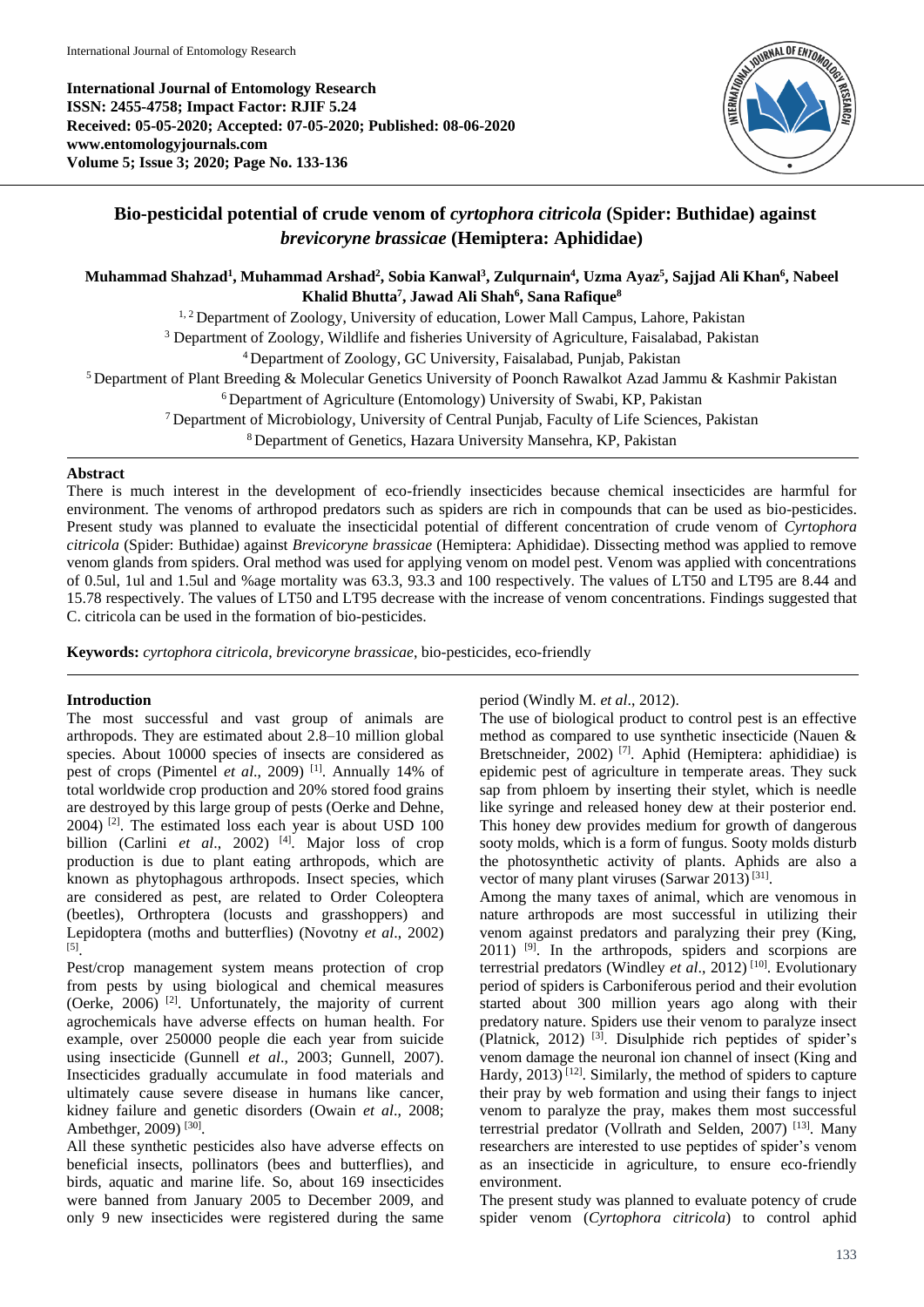**International Journal of Entomology Research**
**ISSN: 2455-4758; Impact Factor: RJIF 5.24**
**Received: 05-05-2020; Accepted: 07-05-2020; Published: 08-06-2020**
**www.entomologyjournals.com**
**Volume 5; Issue 3; 2020; Page No. 133-136**

# Bio-pesticidal potential of crude venom of *cyrtophora citricola* (Spider: Buthidae) against *brevicoryne brassicae* (Hemiptera: Aphididae)

**Muhammad Shahzad[1], Muhammad Arshad[2], Sobia Kanwal[3], Zulqurnain[4], Uzma Ayaz[5], Sajjad Ali Khan[6], Nabeel Khalid Bhutta[7], Jawad Ali Shah[6], Sana Rafique[8]**

[1, 2] Department of Zoology, University of education, Lower Mall Campus, Lahore, Pakistan
[3] Department of Zoology, Wildlife and fisheries University of Agriculture, Faisalabad, Pakistan
[4] Department of Zoology, GC University, Faisalabad, Punjab, Pakistan
[5] Department of Plant Breeding & Molecular Genetics University of Poonch Rawalkot Azad Jammu & Kashmir Pakistan
[6] Department of Agriculture (Entomology) University of Swabi, KP, Pakistan
[7] Department of Microbiology, University of Central Punjab, Faculty of Life Sciences, Pakistan
[8] Department of Genetics, Hazara University Mansehra, KP, Pakistan

## Abstract

There is much interest in the development of eco-friendly insecticides because chemical insecticides are harmful for environment. The venoms of arthropod predators such as spiders are rich in compounds that can be used as bio-pesticides. Present study was planned to evaluate the insecticidal potential of different concentration of crude venom of *Cyrtophora citricola* (Spider: Buthidae) against *Brevicoryne brassicae* (Hemiptera: Aphididae). Dissecting method was applied to remove venom glands from spiders. Oral method was used for applying venom on model pest. Venom was applied with concentrations of 0.5ul, 1ul and 1.5ul and %age mortality was 63.3, 93.3 and 100 respectively. The values of LT50 and LT95 are 8.44 and 15.78 respectively. The values of LT50 and LT95 decrease with the increase of venom concentrations. Findings suggested that C. citricola can be used in the formation of bio-pesticides.

**Keywords:** *cyrtophora citricola*, *brevicoryne brassicae*, bio-pesticides, eco-friendly

## Introduction

The most successful and vast group of animals are arthropods. They are estimated about 2.8–10 million global species. About 10000 species of insects are considered as pest of crops (Pimentel *et al*., 2009) [1]. Annually 14% of total worldwide crop production and 20% stored food grains are destroyed by this large group of pests (Oerke and Dehne, 2004) [2]. The estimated loss each year is about USD 100 billion (Carlini *et al*., 2002) [4]. Major loss of crop production is due to plant eating arthropods, which are known as phytophagous arthropods. Insect species, which are considered as pest, are related to Order Coleoptera (beetles), Orthroptera (locusts and grasshoppers) and Lepidoptera (moths and butterflies) (Novotny *et al*., 2002) [5].

Pest/crop management system means protection of crop from pests by using biological and chemical measures (Oerke, 2006) [2]. Unfortunately, the majority of current agrochemicals have adverse effects on human health. For example, over 250000 people die each year from suicide using insecticide (Gunnell *et al*., 2003; Gunnell, 2007). Insecticides gradually accumulate in food materials and ultimately cause severe disease in humans like cancer, kidney failure and genetic disorders (Owain *et al*., 2008; Ambethger, 2009) [30].

All these synthetic pesticides also have adverse effects on beneficial insects, pollinators (bees and butterflies), and birds, aquatic and marine life. So, about 169 insecticides were banned from January 2005 to December 2009, and only 9 new insecticides were registered during the same period (Windly M. *et al*., 2012).

The use of biological product to control pest is an effective method as compared to use synthetic insecticide (Nauen & Bretschneider, 2002) [7]. Aphid (Hemiptera: aphididiae) is epidemic pest of agriculture in temperate areas. They suck sap from phloem by inserting their stylet, which is needle like syringe and released honey dew at their posterior end. This honey dew provides medium for growth of dangerous sooty molds, which is a form of fungus. Sooty molds disturb the photosynthetic activity of plants. Aphids are also a vector of many plant viruses (Sarwar 2013) [31].

Among the many taxes of animal, which are venomous in nature arthropods are most successful in utilizing their venom against predators and paralyzing their prey (King, 2011) [9]. In the arthropods, spiders and scorpions are terrestrial predators (Windley *et al*., 2012) [10]. Evolutionary period of spiders is Carboniferous period and their evolution started about 300 million years ago along with their predatory nature. Spiders use their venom to paralyze insect (Platnick, 2012) [3]. Disulphide rich peptides of spider's venom damage the neuronal ion channel of insect (King and Hardy, 2013) [12]. Similarly, the method of spiders to capture their pray by web formation and using their fangs to inject venom to paralyze the pray, makes them most successful terrestrial predator (Vollrath and Selden, 2007) [13]. Many researchers are interested to use peptides of spider's venom as an insecticide in agriculture, to ensure eco-friendly environment.

The present study was planned to evaluate potency of crude spider venom (*Cyrtophora citricola*) to control aphid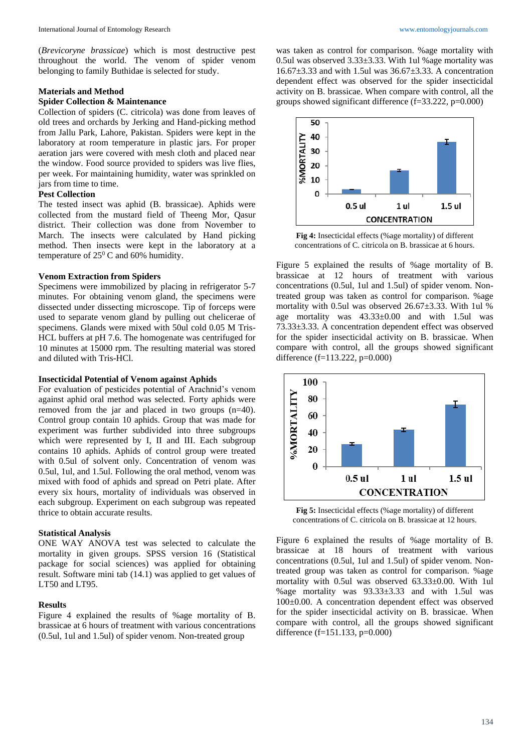(*Brevicoryne brassicae*) which is most destructive pest throughout the world. The venom of spider venom belonging to family Buthidae is selected for study.

## Materials and Method

### Spider Collection & Maintenance

Collection of spiders (C. citricola) was done from leaves of old trees and orchards by Jerking and Hand-picking method from Jallu Park, Lahore, Pakistan. Spiders were kept in the laboratory at room temperature in plastic jars. For proper aeration jars were covered with mesh cloth and placed near the window. Food source provided to spiders was live flies, per week. For maintaining humidity, water was sprinkled on jars from time to time.

### Pest Collection

The tested insect was aphid (B. brassicae). Aphids were collected from the mustard field of Theeng Mor, Qasur district. Their collection was done from November to March. The insects were calculated by Hand picking method. Then insects were kept in the laboratory at a temperature of $25^0$ C and 60% humidity.

### Venom Extraction from Spiders

Specimens were immobilized by placing in refrigerator 5-7 minutes. For obtaining venom gland, the specimens were dissected under dissecting microscope. Tip of forceps were used to separate venom gland by pulling out chelicerae of specimens. Glands were mixed with 50ul cold 0.05 M Tris-HCL buffers at pH 7.6. The homogenate was centrifuged for 10 minutes at 15000 rpm. The resulting material was stored and diluted with Tris-HCl.

### Insecticidal Potential of Venom against Aphids

For evaluation of pesticides potential of Arachnid's venom against aphid oral method was selected. Forty aphids were removed from the jar and placed in two groups (n=40). Control group contain 10 aphids. Group that was made for experiment was further subdivided into three subgroups which were represented by I, II and III. Each subgroup contains 10 aphids. Aphids of control group were treated with 0.5ul of solvent only. Concentration of venom was 0.5ul, 1ul, and 1.5ul. Following the oral method, venom was mixed with food of aphids and spread on Petri plate. After every six hours, mortality of individuals was observed in each subgroup. Experiment on each subgroup was repeated thrice to obtain accurate results.

### Statistical Analysis

ONE WAY ANOVA test was selected to calculate the mortality in given groups. SPSS version 16 (Statistical package for social sciences) was applied for obtaining result. Software mini tab (14.1) was applied to get values of LT50 and LT95.

## Results

Figure 4 explained the results of %age mortality of B. brassicae at 6 hours of treatment with various concentrations (0.5ul, 1ul and 1.5ul) of spider venom. Non-treated group was taken as control for comparison. %age mortality with 0.5ul was observed 3.33±3.33. With 1ul %age mortality was 16.67±3.33 and with 1.5ul was 36.67±3.33. A concentration dependent effect was observed for the spider insecticidal activity on B. brassicae. When compare with control, all the groups showed significant difference (f=33.222, p=0.000)

**Fig 4:** Insecticidal effects (%age mortality) of different concentrations of C. citricola on B. brassicae at 6 hours.

Figure 5 explained the results of %age mortality of B. brassicae at 12 hours of treatment with various concentrations (0.5ul, 1ul and 1.5ul) of spider venom. Non-treated group was taken as control for comparison. %age mortality with 0.5ul was observed 26.67±3.33. With 1ul % age mortality was 43.33±0.00 and with 1.5ul was 73.33±3.33. A concentration dependent effect was observed for the spider insecticidal activity on B. brassicae. When compare with control, all the groups showed significant difference (f=113.222, p=0.000)

**Fig 5:** Insecticidal effects (%age mortality) of different concentrations of C. citricola on B. brassicae at 12 hours.

Figure 6 explained the results of %age mortality of B. brassicae at 18 hours of treatment with various concentrations (0.5ul, 1ul and 1.5ul) of spider venom. Non-treated group was taken as control for comparison. %age mortality with 0.5ul was observed 63.33±0.00. With 1ul %age mortality was 93.33±3.33 and with 1.5ul was 100±0.00. A concentration dependent effect was observed for the spider insecticidal activity on B. brassicae. When compare with control, all the groups showed significant difference (f=151.133, p=0.000)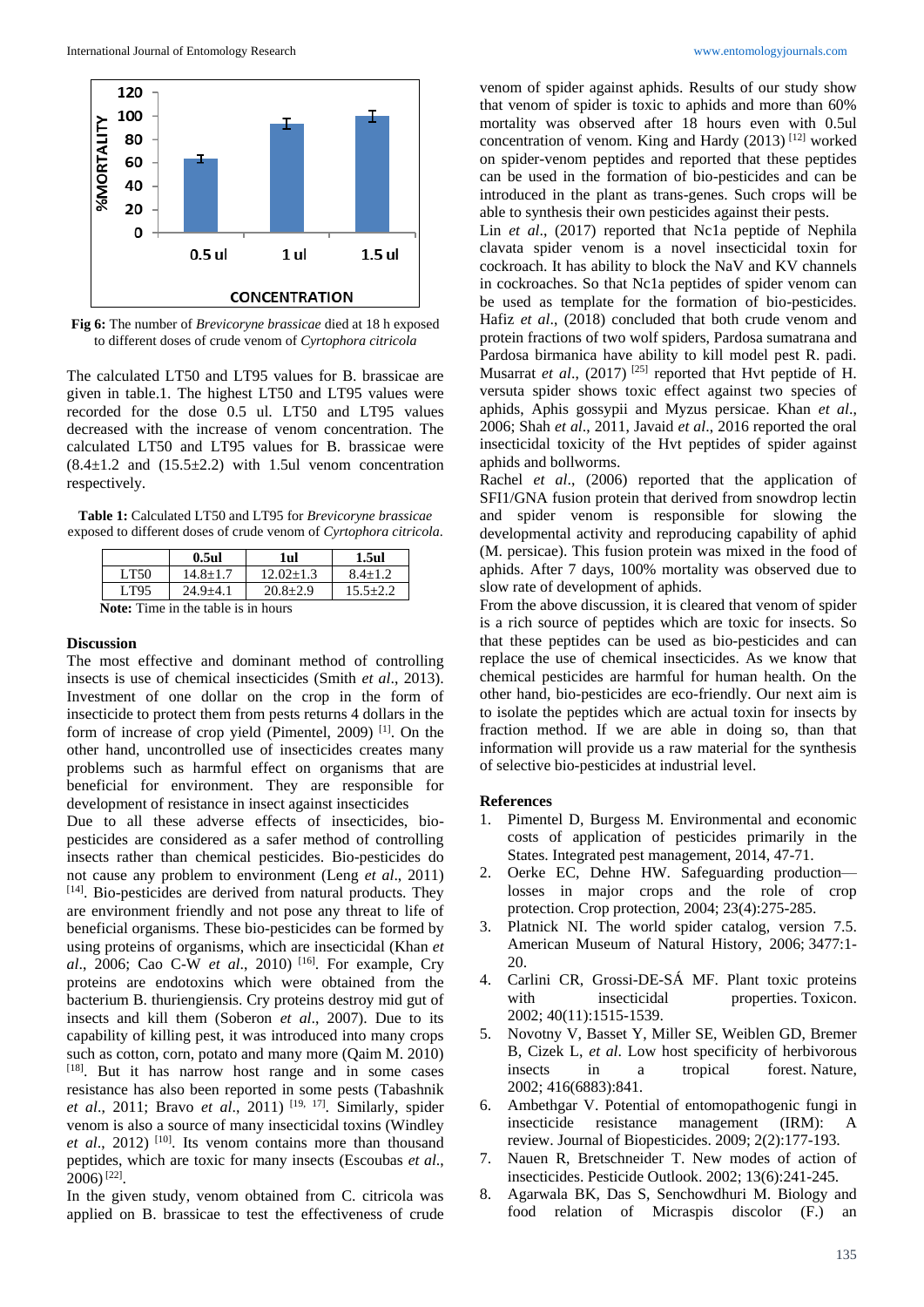**Fig 6:** The number of *Brevicoryne brassicae* died at 18 h exposed to different doses of crude venom of *Cyrtophora citricola*

The calculated LT50 and LT95 values for B. brassicae are given in table.1. The highest LT50 and LT95 values were recorded for the dose 0.5 ul. LT50 and LT95 values decreased with the increase of venom concentration. The calculated LT50 and LT95 values for B. brassicae were (8.4±1.2 and (15.5±2.2) with 1.5ul venom concentration respectively.

**Table 1:** Calculated LT50 and LT95 for *Brevicoryne brassicae* exposed to different doses of crude venom of *Cyrtophora citricola*.

| | 0.5ul | 1ul | 1.5ul |
|---|---|---|---|
| LT50 | 14.8±1.7 | 12.02±1.3 | 8.4±1.2 |
| LT95 | 24.9±4.1 | 20.8±2.9 | 15.5±2.2 |

**Note:** Time in the table is in hours

## Discussion

The most effective and dominant method of controlling insects is use of chemical insecticides (Smith *et al*., 2013). Investment of one dollar on the crop in the form of insecticide to protect them from pests returns 4 dollars in the form of increase of crop yield (Pimentel, 2009) [1]. On the other hand, uncontrolled use of insecticides creates many problems such as harmful effect on organisms that are beneficial for environment. They are responsible for development of resistance in insect against insecticides

Due to all these adverse effects of insecticides, bio-pesticides are considered as a safer method of controlling insects rather than chemical pesticides. Bio-pesticides do not cause any problem to environment (Leng *et al*., 2011) [14]. Bio-pesticides are derived from natural products. They are environment friendly and not pose any threat to life of beneficial organisms. These bio-pesticides can be formed by using proteins of organisms, which are insecticidal (Khan *et al*., 2006; Cao C-W *et al*., 2010) [16]. For example, Cry proteins are endotoxins which were obtained from the bacterium B. thuriengiensis. Cry proteins destroy mid gut of insects and kill them (Soberon *et al*., 2007). Due to its capability of killing pest, it was introduced into many crops such as cotton, corn, potato and many more (Qaim M. 2010) [18]. But it has narrow host range and in some cases resistance has also been reported in some pests (Tabashnik *et al*., 2011; Bravo *et al*., 2011) [19, 17]. Similarly, spider venom is also a source of many insecticidal toxins (Windley *et al*., 2012) [10]. Its venom contains more than thousand peptides, which are toxic for many insects (Escoubas *et al*., 2006) [22].

In the given study, venom obtained from C. citricola was applied on B. brassicae to test the effectiveness of crude venom of spider against aphids. Results of our study show that venom of spider is toxic to aphids and more than 60% mortality was observed after 18 hours even with 0.5ul concentration of venom. King and Hardy (2013) [12] worked on spider-venom peptides and reported that these peptides can be used in the formation of bio-pesticides and can be introduced in the plant as trans-genes. Such crops will be able to synthesis their own pesticides against their pests.

Lin *et al*., (2017) reported that Nc1a peptide of Nephila clavata spider venom is a novel insecticidal toxin for cockroach. It has ability to block the NaV and KV channels in cockroaches. So that Nc1a peptides of spider venom can be used as template for the formation of bio-pesticides. Hafiz *et al*., (2018) concluded that both crude venom and protein fractions of two wolf spiders, Pardosa sumatrana and Pardosa birmanica have ability to kill model pest R. padi. Musarrat *et al*., (2017) [25] reported that Hvt peptide of H. versuta spider shows toxic effect against two species of aphids, Aphis gossypii and Myzus persicae. Khan *et al*., 2006; Shah *et al*., 2011, Javaid *et al*., 2016 reported the oral insecticidal toxicity of the Hvt peptides of spider against aphids and bollworms.

Rachel *et al*., (2006) reported that the application of SFI1/GNA fusion protein that derived from snowdrop lectin and spider venom is responsible for slowing the developmental activity and reproducing capability of aphid (M. persicae). This fusion protein was mixed in the food of aphids. After 7 days, 100% mortality was observed due to slow rate of development of aphids.

From the above discussion, it is cleared that venom of spider is a rich source of peptides which are toxic for insects. So that these peptides can be used as bio-pesticides and can replace the use of chemical insecticides. As we know that chemical pesticides are harmful for human health. On the other hand, bio-pesticides are eco-friendly. Our next aim is to isolate the peptides which are actual toxin for insects by fraction method. If we are able in doing so, than that information will provide us a raw material for the synthesis of selective bio-pesticides at industrial level.

## References

1. Pimentel D, Burgess M. Environmental and economic costs of application of pesticides primarily in the States. Integrated pest management, 2014, 47-71.
2. Oerke EC, Dehne HW. Safeguarding production—losses in major crops and the role of crop protection. Crop protection, 2004; 23(4):275-285.
3. Platnick NI. The world spider catalog, version 7.5. American Museum of Natural History, 2006; 3477:1-20.
4. Carlini CR, Grossi-DE-SÁ MF. Plant toxic proteins with insecticidal properties. Toxicon. 2002; 40(11):1515-1539.
5. Novotny V, Basset Y, Miller SE, Weiblen GD, Bremer B, Cizek L, *et al*. Low host specificity of herbivorous insects in a tropical forest. Nature, 2002; 416(6883):841.
6. Ambethgar V. Potential of entomopathogenic fungi in insecticide resistance management (IRM): A review. Journal of Biopesticides. 2009; 2(2):177-193.
7. Nauen R, Bretschneider T. New modes of action of insecticides. Pesticide Outlook. 2002; 13(6):241-245.
8. Agarwala BK, Das S, Senchowdhuri M. Biology and food relation of Micraspis discolor (F.) an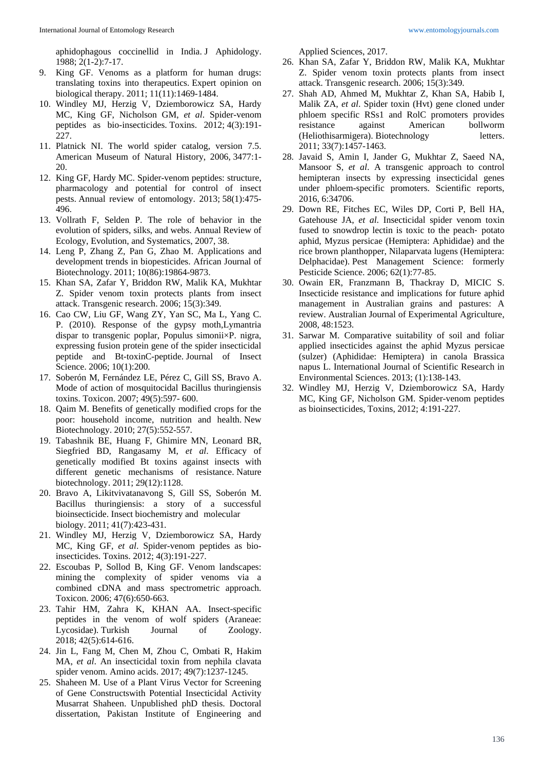aphidophagous coccinellid in India. J Aphidology. 1988; 2(1-2):7-17.

9. King GF. Venoms as a platform for human drugs: translating toxins into therapeutics. Expert opinion on biological therapy. 2011; 11(11):1469-1484.
10. Windley MJ, Herzig V, Dziemborowicz SA, Hardy MC, King GF, Nicholson GM, *et al*. Spider-venom peptides as bio-insecticides. Toxins. 2012; 4(3):191-227.
11. Platnick NI. The world spider catalog, version 7.5. American Museum of Natural History, 2006, 3477:1-20.
12. King GF, Hardy MC. Spider-venom peptides: structure, pharmacology and potential for control of insect pests. Annual review of entomology. 2013; 58(1):475-496.
13. Vollrath F, Selden P. The role of behavior in the evolution of spiders, silks, and webs. Annual Review of Ecology, Evolution, and Systematics, 2007, 38.
14. Leng P, Zhang Z, Pan G, Zhao M. Applications and development trends in biopesticides. African Journal of Biotechnology. 2011; 10(86):19864-9873.
15. Khan SA, Zafar Y, Briddon RW, Malik KA, Mukhtar Z. Spider venom toxin protects plants from insect attack. Transgenic research. 2006; 15(3):349.
16. Cao CW, Liu GF, Wang ZY, Yan SC, Ma L, Yang C. P. (2010). Response of the gypsy moth,Lymantria dispar to transgenic poplar, Populus simonii×P. nigra, expressing fusion protein gene of the spider insecticidal peptide and Bt-toxinC-peptide. Journal of Insect Science. 2006; 10(1):200.
17. Soberón M, Fernández LE, Pérez C, Gill SS, Bravo A. Mode of action of mosquitocidal Bacillus thuringiensis toxins. Toxicon. 2007; 49(5):597- 600.
18. Qaim M. Benefits of genetically modified crops for the poor: household income, nutrition and health. New Biotechnology. 2010; 27(5):552-557.
19. Tabashnik BE, Huang F, Ghimire MN, Leonard BR, Siegfried BD, Rangasamy M, *et al*. Efficacy of genetically modified Bt toxins against insects with different genetic mechanisms of resistance. Nature biotechnology. 2011; 29(12):1128.
20. Bravo A, Likitvivatanavong S, Gill SS, Soberón M. Bacillus thuringiensis: a story of a successful bioinsecticide. Insect biochemistry and molecular biology. 2011; 41(7):423-431.
21. Windley MJ, Herzig V, Dziemborowicz SA, Hardy MC, King GF, *et al*. Spider-venom peptides as bio-insecticides. Toxins. 2012; 4(3):191-227.
22. Escoubas P, Sollod B, King GF. Venom landscapes: mining the complexity of spider venoms via a combined cDNA and mass spectrometric approach. Toxicon. 2006; 47(6):650-663.
23. Tahir HM, Zahra K, KHAN AA. Insect-specific peptides in the venom of wolf spiders (Araneae: Lycosidae). Turkish Journal of Zoology. 2018; 42(5):614-616.
24. Jin L, Fang M, Chen M, Zhou C, Ombati R, Hakim MA, *et al*. An insecticidal toxin from nephila clavata spider venom. Amino acids. 2017; 49(7):1237-1245.
25. Shaheen M. Use of a Plant Virus Vector for Screening of Gene Constructswith Potential Insecticidal Activity Musarrat Shaheen. Unpublished phD thesis. Doctoral dissertation, Pakistan Institute of Engineering and Applied Sciences, 2017.
26. Khan SA, Zafar Y, Briddon RW, Malik KA, Mukhtar Z. Spider venom toxin protects plants from insect attack. Transgenic research. 2006; 15(3):349.
27. Shah AD, Ahmed M, Mukhtar Z, Khan SA, Habib I, Malik ZA, *et al*. Spider toxin (Hvt) gene cloned under phloem specific RSs1 and RolC promoters provides resistance against American bollworm (Heliothisarmigera). Biotechnology letters. 2011; 33(7):1457-1463.
28. Javaid S, Amin I, Jander G, Mukhtar Z, Saeed NA, Mansoor S, *et al*. A transgenic approach to control hemipteran insects by expressing insecticidal genes under phloem-specific promoters. Scientific reports, 2016, 6:34706.
29. Down RE, Fitches EC, Wiles DP, Corti P, Bell HA, Gatehouse JA, *et al*. Insecticidal spider venom toxin fused to snowdrop lectin is toxic to the peach‐ potato aphid, Myzus persicae (Hemiptera: Aphididae) and the rice brown planthopper, Nilaparvata lugens (Hemiptera: Delphacidae). Pest Management Science: formerly Pesticide Science. 2006; 62(1):77-85.
30. Owain ER, Franzmann B, Thackray D, MICIC S. Insecticide resistance and implications for future aphid management in Australian grains and pastures: A review. Australian Journal of Experimental Agriculture, 2008, 48:1523.
31. Sarwar M. Comparative suitability of soil and foliar applied insecticides against the aphid Myzus persicae (sulzer) (Aphididae: Hemiptera) in canola Brassica napus L. International Journal of Scientific Research in Environmental Sciences. 2013; (1):138-143.
32. Windley MJ, Herzig V, Dziemborowicz SA, Hardy MC, King GF, Nicholson GM. Spider-venom peptides as bioinsecticides, Toxins, 2012; 4:191-227.